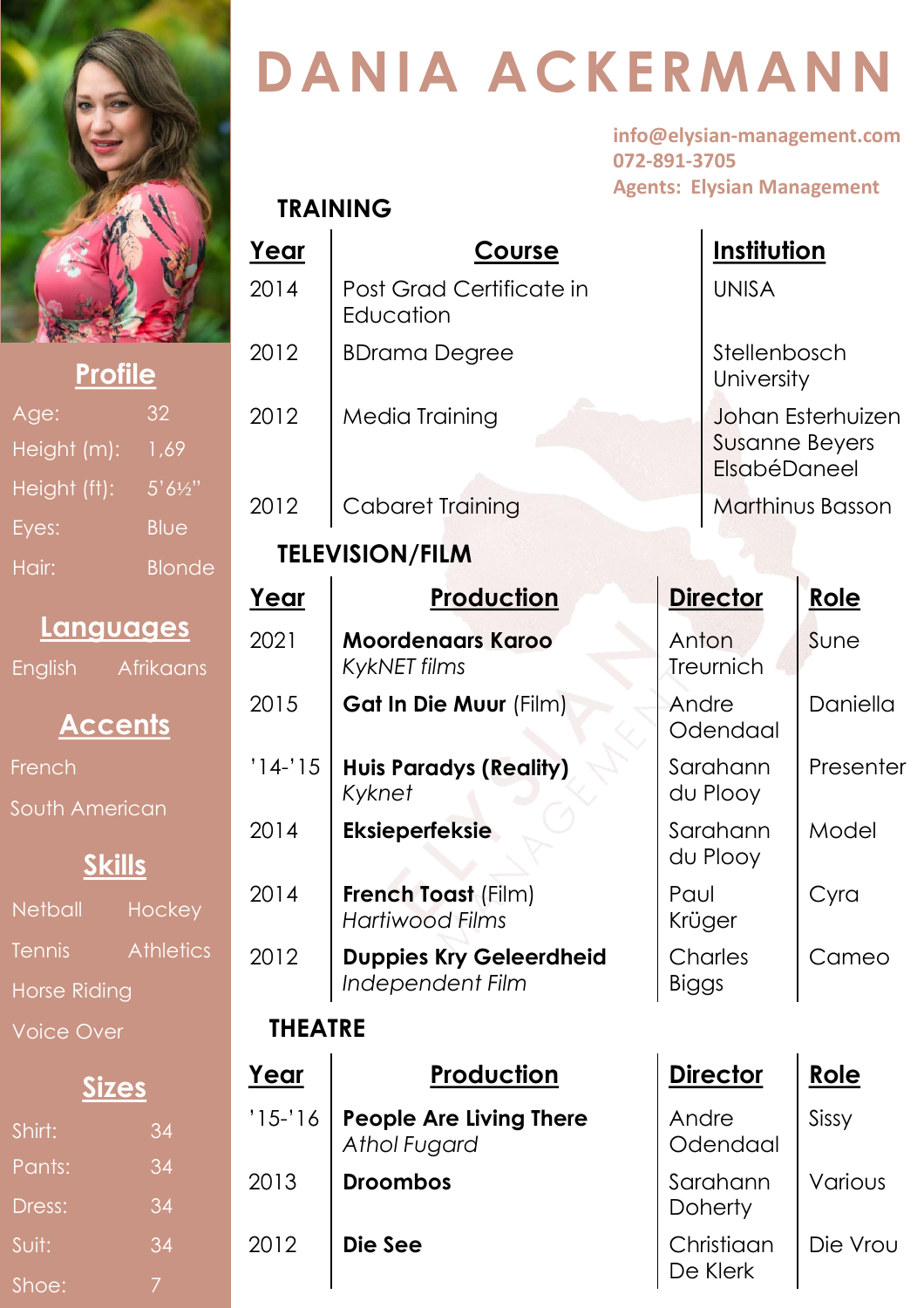# DANIA ACKERMANN

info@elysian-management.com
072-891-3705
Agents: Elysian Management

## Profile

| | |
|---|---|
| Age: | 32 |
| Height (m): | 1,69 |
| Height (ft): | 5'6½" |
| Eyes: | Blue |
| Hair: | Blonde |

## Languages

English Afrikaans

## Accents

French

South American

## Skills

Netball Hockey

Tennis Athletics

Horse Riding

Voice Over

## Sizes

| | |
|---|---|
| Shirt: | 34 |
| Pants: | 34 |
| Dress: | 34 |
| Suit: | 34 |
| Shoe: | 7 |

## TRAINING

| Year | Course | Institution |
|---|---|---|
| 2014 | Post Grad Certificate in Education | UNISA |
| 2012 | BDrama Degree | Stellenbosch University |
| 2012 | Media Training | Johan Esterhuizen Susanne Beyers ElsabéDaneel |
| 2012 | Cabaret Training | Marthinus Basson |

## TELEVISION/FILM

| Year | Production | Director | Role |
|---|---|---|---|
| 2021 | **Moordenaars Karoo** *KykNET films* | Anton Treurnich | Sune |
| 2015 | **Gat In Die Muur** (Film) | Andre Odendaal | Daniella |
| '14-'15 | **Huis Paradys (Reality)** *Kyknet* | Sarahann du Plooy | Presenter |
| 2014 | **Eksieperfeksie** | Sarahann du Plooy | Model |
| 2014 | **French Toast** (Film) *Hartiwood Films* | Paul Krüger | Cyra |
| 2012 | **Duppies Kry Geleerdheid** *Independent Film* | Charles Biggs | Cameo |

## THEATRE

| Year | Production | Director | Role |
|---|---|---|---|
| '15-'16 | **People Are Living There** *Athol Fugard* | Andre Odendaal | Sissy |
| 2013 | **Droombos** | Sarahann Doherty | Various |
| 2012 | **Die See** | Christiaan De Klerk | Die Vrou |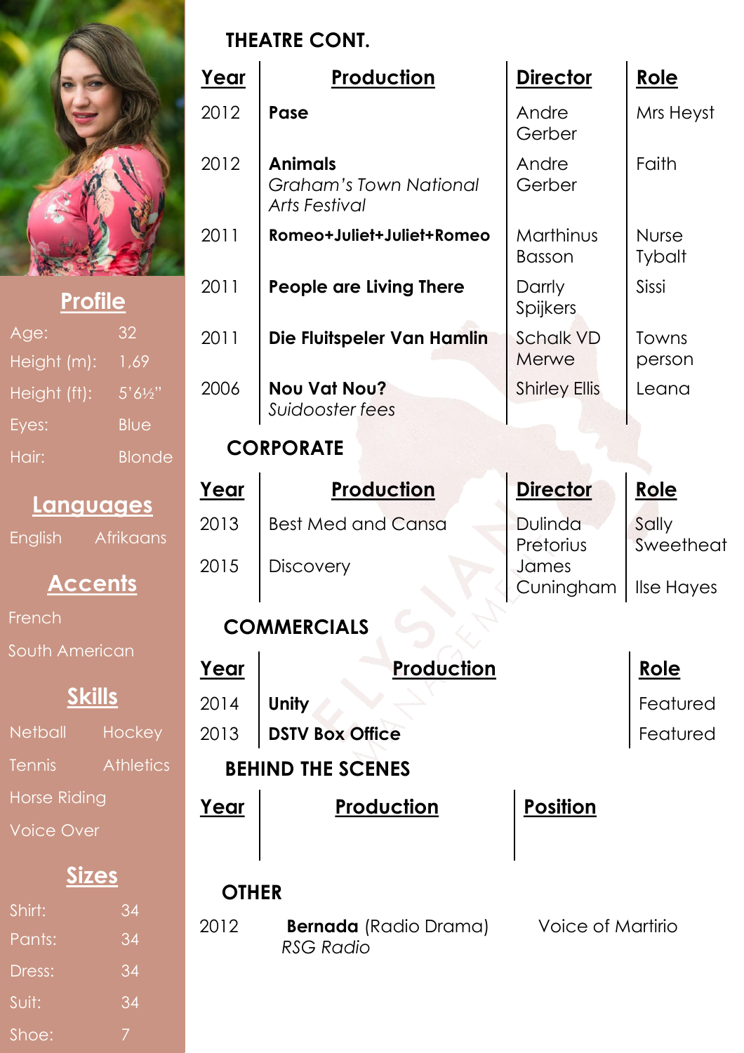## Profile

| | |
|---|---|
| Age: | 32 |
| Height (m): | 1,69 |
| Height (ft): | 5'6½" |
| Eyes: | Blue |
| Hair: | Blonde |

## Languages

English Afrikaans

## Accents

French

South American

## Skills

Netball Hockey

Tennis Athletics

Horse Riding

Voice Over

## Sizes

| | |
|---|---|
| Shirt: | 34 |
| Pants: | 34 |
| Dress: | 34 |
| Suit: | 34 |
| Shoe: | 7 |

## THEATRE CONT.

| Year | Production | Director | Role |
|---|---|---|---|
| 2012 | **Pase** | Andre Gerber | Mrs Heyst |
| 2012 | **Animals** *Graham's Town National Arts Festival* | Andre Gerber | Faith |
| 2011 | **Romeo+Juliet+Juliet+Romeo** | Marthinus Basson | Nurse Tybalt |
| 2011 | **People are Living There** | Darrly Spijkers | Sissi |
| 2011 | **Die Fluitspeler Van Hamlin** | Schalk VD Merwe | Towns person |
| 2006 | **Nou Vat Nou?** *Suidooster fees* | Shirley Ellis | Leana |

## CORPORATE

| Year | Production | Director | Role |
|---|---|---|---|
| 2013 | Best Med and Cansa | Dulinda Pretorius | Sally Sweetheat |
| 2015 | Discovery | James Cuningham | Ilse Hayes |

## COMMERCIALS

| Year | Production | Role |
|---|---|---|
| 2014 | **Unity** | Featured |
| 2013 | **DSTV Box Office** | Featured |

## BEHIND THE SCENES

| Year | Production | Position |
|---|---|---|
| | | |

## OTHER

| | | |
|---|---|---|
| 2012 | **Bernada** (Radio Drama) *RSG Radio* | Voice of Martirio |